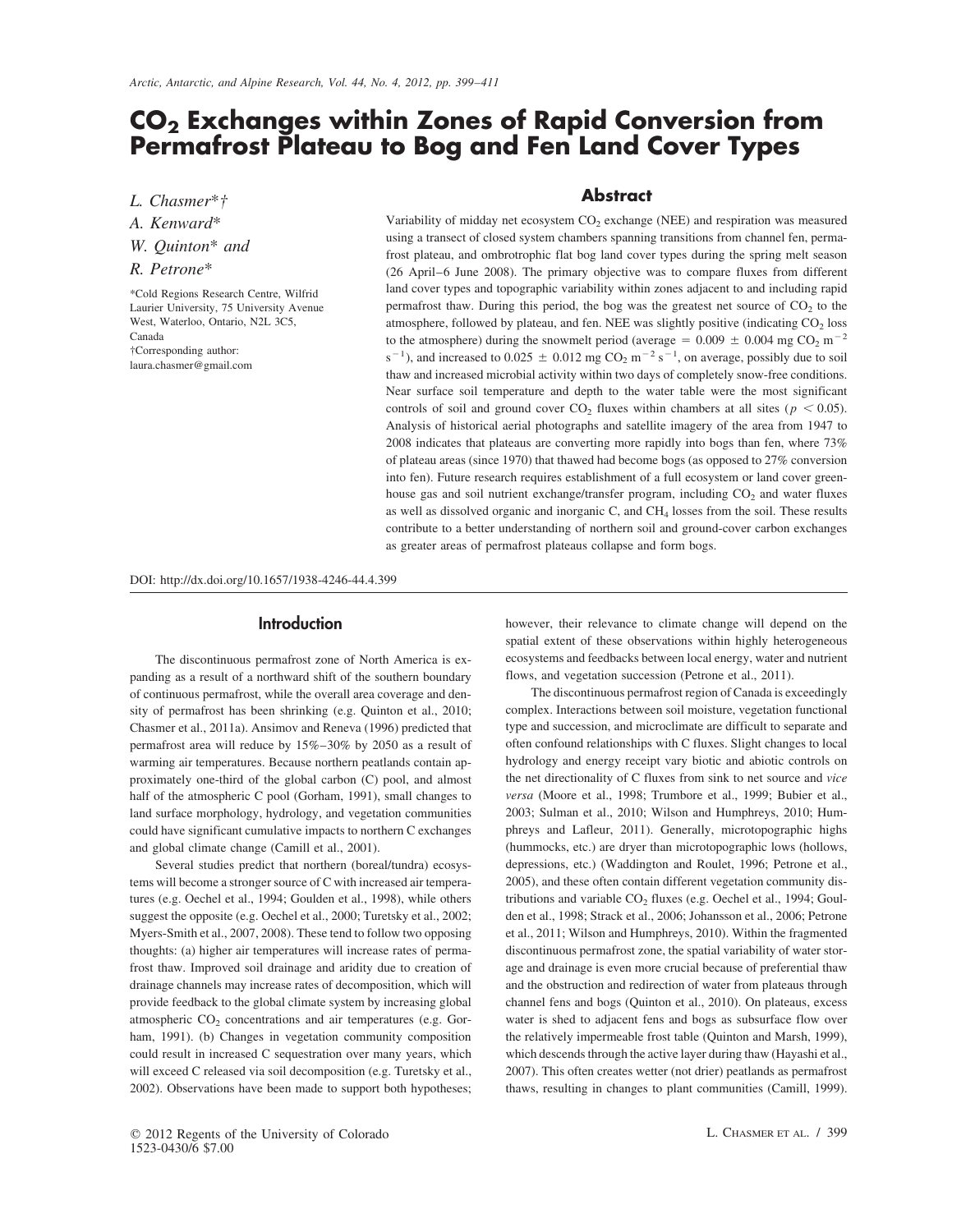# $CO_2$ Exchanges within Zones of Rapid Conversion from Permafrost Plateau to Bog and Fen Land Cover Types

*L. Chasmer*†*
*A. Kenward**
*W. Quinton** and
*R. Petrone**

*Cold Regions Research Centre, Wilfrid Laurier University, 75 University Avenue West, Waterloo, Ontario, N2L 3C5, Canada
†Corresponding author: laura.chasmer@gmail.com

## Abstract

Variability of midday net ecosystem $CO_2$ exchange (NEE) and respiration was measured using a transect of closed system chambers spanning transitions from channel fen, permafrost plateau, and ombrotrophic flat bog land cover types during the spring melt season (26 April–6 June 2008). The primary objective was to compare fluxes from different land cover types and topographic variability within zones adjacent to and including rapid permafrost thaw. During this period, the bog was the greatest net source of $CO_2$ to the atmosphere, followed by plateau, and fen. NEE was slightly positive (indicating $CO_2$ loss to the atmosphere) during the snowmelt period (average $= 0.009 \pm 0.004$ mg $CO_2$ $m^{-2}$ $s^{-1}$), and increased to $0.025 \pm 0.012$ mg $CO_2$ $m^{-2}$ $s^{-1}$, on average, possibly due to soil thaw and increased microbial activity within two days of completely snow-free conditions. Near surface soil temperature and depth to the water table were the most significant controls of soil and ground cover $CO_2$ fluxes within chambers at all sites ($p < 0.05$). Analysis of historical aerial photographs and satellite imagery of the area from 1947 to 2008 indicates that plateaus are converting more rapidly into bogs than fen, where 73% of plateau areas (since 1970) that thawed had become bogs (as opposed to 27% conversion into fen). Future research requires establishment of a full ecosystem or land cover greenhouse gas and soil nutrient exchange/transfer program, including $CO_2$ and water fluxes as well as dissolved organic and inorganic C, and $CH_4$ losses from the soil. These results contribute to a better understanding of northern soil and ground-cover carbon exchanges as greater areas of permafrost plateaus collapse and form bogs.

DOI: http://dx.doi.org/10.1657/1938-4246-44.4.399

## Introduction

The discontinuous permafrost zone of North America is expanding as a result of a northward shift of the southern boundary of continuous permafrost, while the overall area coverage and density of permafrost has been shrinking (e.g. Quinton et al., 2010; Chasmer et al., 2011a). Ansimov and Reneva (1996) predicted that permafrost area will reduce by 15%–30% by 2050 as a result of warming air temperatures. Because northern peatlands contain approximately one-third of the global carbon (C) pool, and almost half of the atmospheric C pool (Gorham, 1991), small changes to land surface morphology, hydrology, and vegetation communities could have significant cumulative impacts to northern C exchanges and global climate change (Camill et al., 2001).

Several studies predict that northern (boreal/tundra) ecosystems will become a stronger source of C with increased air temperatures (e.g. Oechel et al., 1994; Goulden et al., 1998), while others suggest the opposite (e.g. Oechel et al., 2000; Turetsky et al., 2002; Myers-Smith et al., 2007, 2008). These tend to follow two opposing thoughts: (a) higher air temperatures will increase rates of permafrost thaw. Improved soil drainage and aridity due to creation of drainage channels may increase rates of decomposition, which will provide feedback to the global climate system by increasing global atmospheric $CO_2$ concentrations and air temperatures (e.g. Gorham, 1991). (b) Changes in vegetation community composition could result in increased C sequestration over many years, which will exceed C released via soil decomposition (e.g. Turetsky et al., 2002). Observations have been made to support both hypotheses; however, their relevance to climate change will depend on the spatial extent of these observations within highly heterogeneous ecosystems and feedbacks between local energy, water and nutrient flows, and vegetation succession (Petrone et al., 2011).

The discontinuous permafrost region of Canada is exceedingly complex. Interactions between soil moisture, vegetation functional type and succession, and microclimate are difficult to separate and often confound relationships with C fluxes. Slight changes to local hydrology and energy receipt vary biotic and abiotic controls on the net directionality of C fluxes from sink to net source and *vice versa* (Moore et al., 1998; Trumbore et al., 1999; Bubier et al., 2003; Sulman et al., 2010; Wilson and Humphreys, 2010; Humphreys and Lafleur, 2011). Generally, microtopographic highs (hummocks, etc.) are dryer than microtopographic lows (hollows, depressions, etc.) (Waddington and Roulet, 1996; Petrone et al., 2005), and these often contain different vegetation community distributions and variable $CO_2$ fluxes (e.g. Oechel et al., 1994; Goulden et al., 1998; Strack et al., 2006; Johansson et al., 2006; Petrone et al., 2011; Wilson and Humphreys, 2010). Within the fragmented discontinuous permafrost zone, the spatial variability of water storage and drainage is even more crucial because of preferential thaw and the obstruction and redirection of water from plateaus through channel fens and bogs (Quinton et al., 2010). On plateaus, excess water is shed to adjacent fens and bogs as subsurface flow over the relatively impermeable frost table (Quinton and Marsh, 1999), which descends through the active layer during thaw (Hayashi et al., 2007). This often creates wetter (not drier) peatlands as permafrost thaws, resulting in changes to plant communities (Camill, 1999).

© 2012 Regents of the University of Colorado
1523-0430/6 $7.00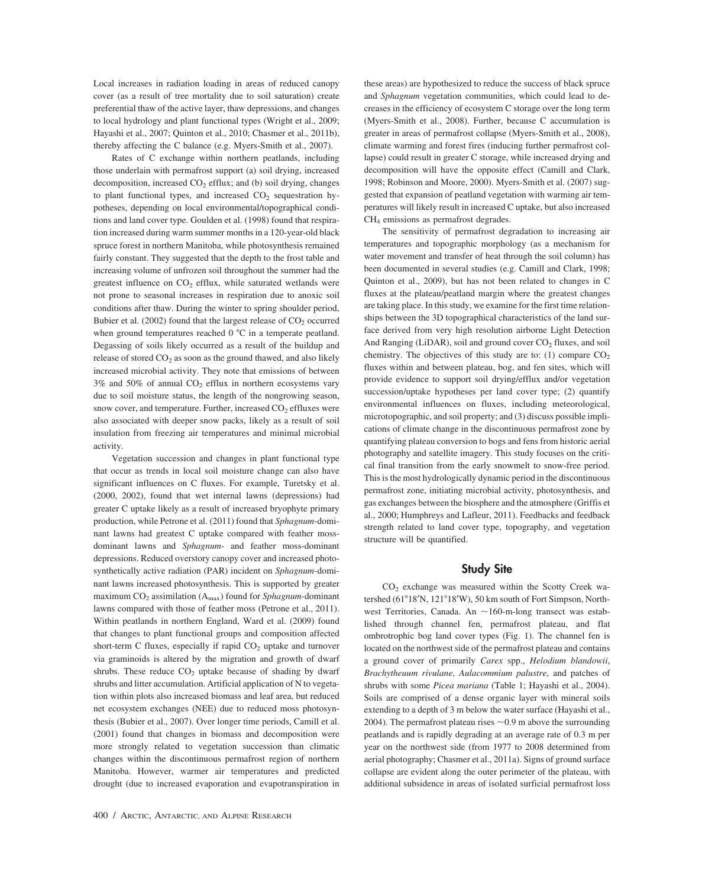Local increases in radiation loading in areas of reduced canopy cover (as a result of tree mortality due to soil saturation) create preferential thaw of the active layer, thaw depressions, and changes to local hydrology and plant functional types (Wright et al., 2009; Hayashi et al., 2007; Quinton et al., 2010; Chasmer et al., 2011b), thereby affecting the C balance (e.g. Myers-Smith et al., 2007).

Rates of C exchange within northern peatlands, including those underlain with permafrost support (a) soil drying, increased decomposition, increased $CO_2$ efflux; and (b) soil drying, changes to plant functional types, and increased $CO_2$ sequestration hypotheses, depending on local environmental/topographical conditions and land cover type. Goulden et al. (1998) found that respiration increased during warm summer months in a 120-year-old black spruce forest in northern Manitoba, while photosynthesis remained fairly constant. They suggested that the depth to the frost table and increasing volume of unfrozen soil throughout the summer had the greatest influence on $CO_2$ efflux, while saturated wetlands were not prone to seasonal increases in respiration due to anoxic soil conditions after thaw. During the winter to spring shoulder period, Bubier et al. (2002) found that the largest release of $CO_2$ occurred when ground temperatures reached 0 °C in a temperate peatland. Degassing of soils likely occurred as a result of the buildup and release of stored $CO_2$ as soon as the ground thawed, and also likely increased microbial activity. They note that emissions of between 3% and 50% of annual $CO_2$ efflux in northern ecosystems vary due to soil moisture status, the length of the nongrowing season, snow cover, and temperature. Further, increased $CO_2$ effluxes were also associated with deeper snow packs, likely as a result of soil insulation from freezing air temperatures and minimal microbial activity.

Vegetation succession and changes in plant functional type that occur as trends in local soil moisture change can also have significant influences on C fluxes. For example, Turetsky et al. (2000, 2002), found that wet internal lawns (depressions) had greater C uptake likely as a result of increased bryophyte primary production, while Petrone et al. (2011) found that *Sphagnum*-dominant lawns had greatest C uptake compared with feather moss-dominant lawns and *Sphagnum*- and feather moss-dominant depressions. Reduced overstory canopy cover and increased photosynthetically active radiation (PAR) incident on *Sphagnum*-dominant lawns increased photosynthesis. This is supported by greater maximum $CO_2$ assimilation ($A_{max}$) found for *Sphagnum*-dominant lawns compared with those of feather moss (Petrone et al., 2011). Within peatlands in northern England, Ward et al. (2009) found that changes to plant functional groups and composition affected short-term C fluxes, especially if rapid $CO_2$ uptake and turnover via graminoids is altered by the migration and growth of dwarf shrubs. These reduce $CO_2$ uptake because of shading by dwarf shrubs and litter accumulation. Artificial application of N to vegetation within plots also increased biomass and leaf area, but reduced net ecosystem exchanges (NEE) due to reduced moss photosynthesis (Bubier et al., 2007). Over longer time periods, Camill et al. (2001) found that changes in biomass and decomposition were more strongly related to vegetation succession than climatic changes within the discontinuous permafrost region of northern Manitoba. However, warmer air temperatures and predicted drought (due to increased evaporation and evapotranspiration in these areas) are hypothesized to reduce the success of black spruce and *Sphagnum* vegetation communities, which could lead to decreases in the efficiency of ecosystem C storage over the long term (Myers-Smith et al., 2008). Further, because C accumulation is greater in areas of permafrost collapse (Myers-Smith et al., 2008), climate warming and forest fires (inducing further permafrost collapse) could result in greater C storage, while increased drying and decomposition will have the opposite effect (Camill and Clark, 1998; Robinson and Moore, 2000). Myers-Smith et al. (2007) suggested that expansion of peatland vegetation with warming air temperatures will likely result in increased C uptake, but also increased $CH_4$ emissions as permafrost degrades.

The sensitivity of permafrost degradation to increasing air temperatures and topographic morphology (as a mechanism for water movement and transfer of heat through the soil column) has been documented in several studies (e.g. Camill and Clark, 1998; Quinton et al., 2009), but has not been related to changes in C fluxes at the plateau/peatland margin where the greatest changes are taking place. In this study, we examine for the first time relationships between the 3D topographical characteristics of the land surface derived from very high resolution airborne Light Detection And Ranging (LiDAR), soil and ground cover $CO_2$ fluxes, and soil chemistry. The objectives of this study are to: (1) compare $CO_2$ fluxes within and between plateau, bog, and fen sites, which will provide evidence to support soil drying/efflux and/or vegetation succession/uptake hypotheses per land cover type; (2) quantify environmental influences on fluxes, including meteorological, microtopographic, and soil property; and (3) discuss possible implications of climate change in the discontinuous permafrost zone by quantifying plateau conversion to bogs and fens from historic aerial photography and satellite imagery. This study focuses on the critical final transition from the early snowmelt to snow-free period. This is the most hydrologically dynamic period in the discontinuous permafrost zone, initiating microbial activity, photosynthesis, and gas exchanges between the biosphere and the atmosphere (Griffis et al., 2000; Humphreys and Lafleur, 2011). Feedbacks and feedback strength related to land cover type, topography, and vegetation structure will be quantified.

## Study Site

$CO_2$ exchange was measured within the Scotty Creek watershed (61°18′N, 121°18′W), 50 km south of Fort Simpson, Northwest Territories, Canada. An ~160-m-long transect was established through channel fen, permafrost plateau, and flat ombrotrophic bog land cover types (Fig. 1). The channel fen is located on the northwest side of the permafrost plateau and contains a ground cover of primarily *Carex* spp., *Helodium blandowii*, *Brachytheuum rivulane*, *Aulacommium palustre*, and patches of shrubs with some *Picea mariana* (Table 1; Hayashi et al., 2004). Soils are comprised of a dense organic layer with mineral soils extending to a depth of 3 m below the water surface (Hayashi et al., 2004). The permafrost plateau rises ~0.9 m above the surrounding peatlands and is rapidly degrading at an average rate of 0.3 m per year on the northwest side (from 1977 to 2008 determined from aerial photography; Chasmer et al., 2011a). Signs of ground surface collapse are evident along the outer perimeter of the plateau, with additional subsidence in areas of isolated surficial permafrost loss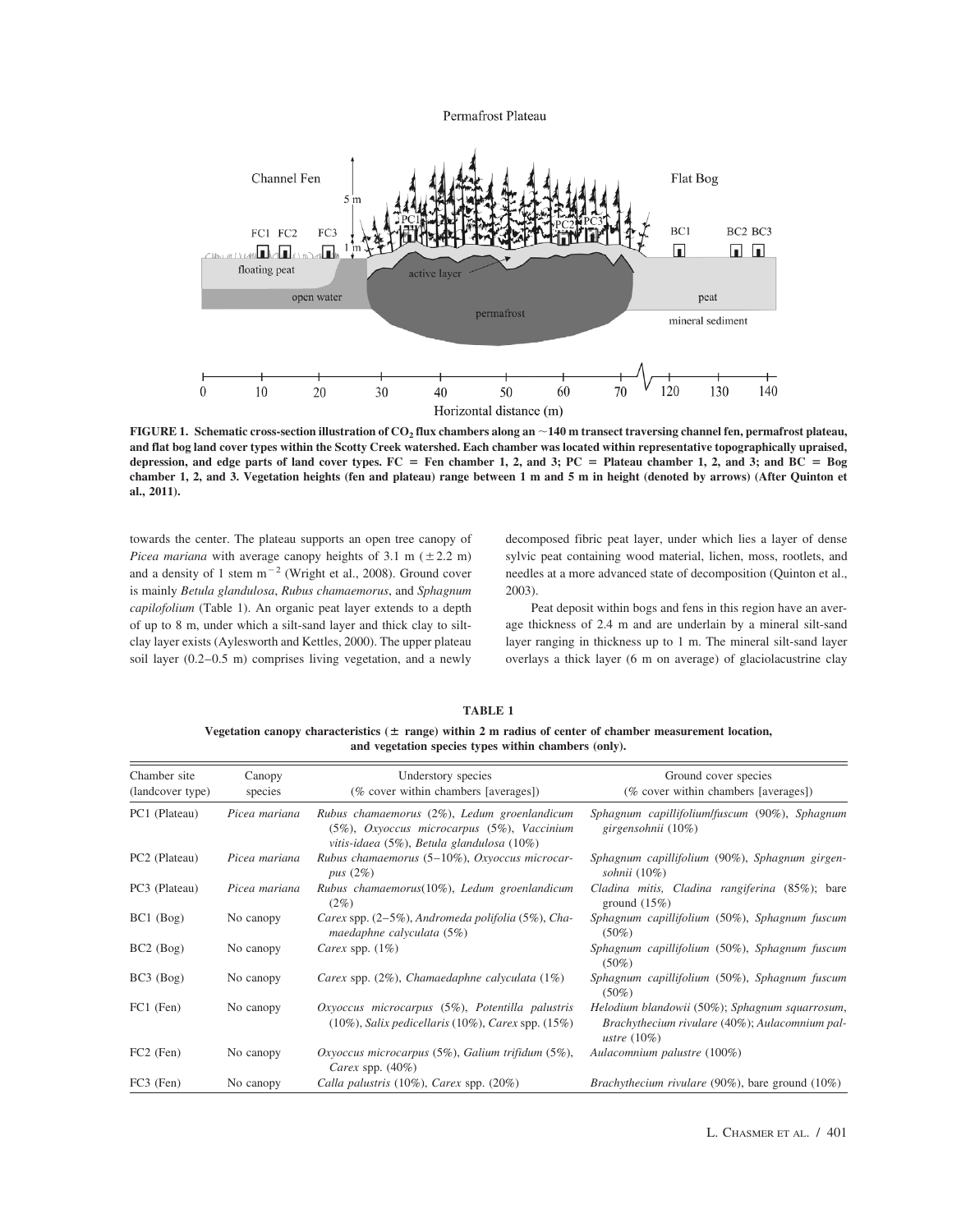FIGURE 1. Schematic cross-section illustration of $CO_2$ flux chambers along an ~140 m transect traversing channel fen, permafrost plateau, and flat bog land cover types within the Scotty Creek watershed. Each chamber was located within representative topographically upraised, depression, and edge parts of land cover types. FC = Fen chamber 1, 2, and 3; PC = Plateau chamber 1, 2, and 3; and BC = Bog chamber 1, 2, and 3. Vegetation heights (fen and plateau) range between 1 m and 5 m in height (denoted by arrows) (After Quinton et al., 2011).

towards the center. The plateau supports an open tree canopy of *Picea mariana* with average canopy heights of 3.1 m (± 2.2 m) and a density of 1 stem $m^{-2}$ (Wright et al., 2008). Ground cover is mainly *Betula glandulosa*, *Rubus chamaemorus*, and *Sphagnum capilofolium* (Table 1). An organic peat layer extends to a depth of up to 8 m, under which a silt-sand layer and thick clay to silt-clay layer exists (Aylesworth and Kettles, 2000). The upper plateau soil layer (0.2–0.5 m) comprises living vegetation, and a newly decomposed fibric peat layer, under which lies a layer of dense sylvic peat containing wood material, lichen, moss, rootlets, and needles at a more advanced state of decomposition (Quinton et al., 2003).

Peat deposit within bogs and fens in this region have an average thickness of 2.4 m and are underlain by a mineral silt-sand layer ranging in thickness up to 1 m. The mineral silt-sand layer overlays a thick layer (6 m on average) of glaciolacustrine clay

**TABLE 1**

**Vegetation canopy characteristics (± range) within 2 m radius of center of chamber measurement location, and vegetation species types within chambers (only).**

| Chamber site (landcover type) | Canopy species | Understory species (% cover within chambers [averages]) | Ground cover species (% cover within chambers [averages]) |
|---|---|---|---|
| PC1 (Plateau) | *Picea mariana* | *Rubus chamaemorus* (2%), *Ledum groenlandicum* (5%), *Oxyoccus microcarpus* (5%), *Vaccinium vitis-idaea* (5%), *Betula glandulosa* (10%) | *Sphagnum capillifolium/fuscum* (90%), *Sphagnum girgensohnii* (10%) |
| PC2 (Plateau) | *Picea mariana* | *Rubus chamaemorus* (5–10%), *Oxyoccus microcarpus* (2%) | *Sphagnum capillifolium* (90%), *Sphagnum girgensohnii* (10%) |
| PC3 (Plateau) | *Picea mariana* | *Rubus chamaemorus*(10%), *Ledum groenlandicum* (2%) | *Cladina mitis, Cladina rangiferina* (85%); bare ground (15%) |
| BC1 (Bog) | No canopy | *Carex* spp. (2–5%), *Andromeda polifolia* (5%), *Chamaedaphne calyculata* (5%) | *Sphagnum capillifolium* (50%), *Sphagnum fuscum* (50%) |
| BC2 (Bog) | No canopy | *Carex* spp. (1%) | *Sphagnum capillifolium* (50%), *Sphagnum fuscum* (50%) |
| BC3 (Bog) | No canopy | *Carex* spp. (2%), *Chamaedaphne calyculata* (1%) | *Sphagnum capillifolium* (50%), *Sphagnum fuscum* (50%) |
| FC1 (Fen) | No canopy | *Oxyoccus microcarpus* (5%), *Potentilla palustris* (10%), *Salix pedicellaris* (10%), *Carex* spp. (15%) | *Helodium blandowii* (50%); *Sphagnum squarrosum, Brachythecium rivulare* (40%); *Aulacomnium palustre* (10%) |
| FC2 (Fen) | No canopy | *Oxyoccus microcarpus* (5%), *Galium trifidum* (5%), *Carex* spp. (40%) | *Aulacomnium palustre* (100%) |
| FC3 (Fen) | No canopy | *Calla palustris* (10%), *Carex* spp. (20%) | *Brachythecium rivulare* (90%), bare ground (10%) |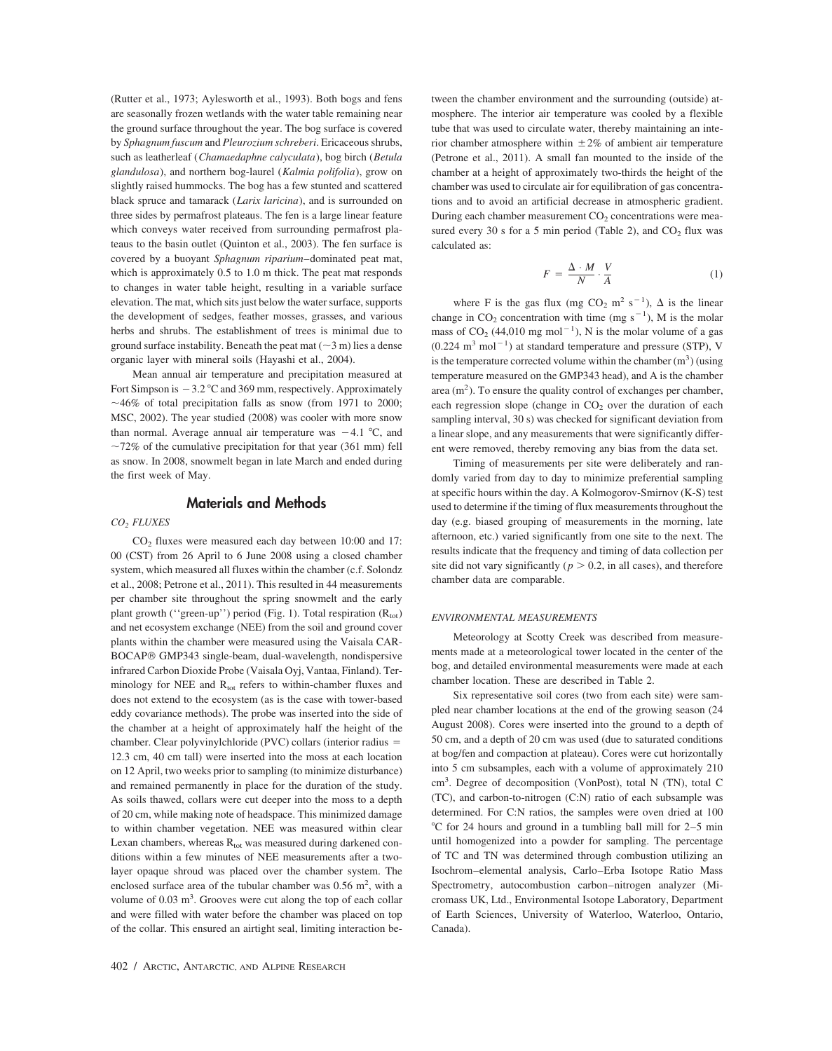(Rutter et al., 1973; Aylesworth et al., 1993). Both bogs and fens are seasonally frozen wetlands with the water table remaining near the ground surface throughout the year. The bog surface is covered by *Sphagnum fuscum* and *Pleurozium schreberi*. Ericaceous shrubs, such as leatherleaf (*Chamaedaphne calyculata*), bog birch (*Betula glandulosa*), and northern bog-laurel (*Kalmia polifolia*), grow on slightly raised hummocks. The bog has a few stunted and scattered black spruce and tamarack (*Larix laricina*), and is surrounded on three sides by permafrost plateaus. The fen is a large linear feature which conveys water received from surrounding permafrost plateaus to the basin outlet (Quinton et al., 2003). The fen surface is covered by a buoyant *Sphagnum riparium*–dominated peat mat, which is approximately 0.5 to 1.0 m thick. The peat mat responds to changes in water table height, resulting in a variable surface elevation. The mat, which sits just below the water surface, supports the development of sedges, feather mosses, grasses, and various herbs and shrubs. The establishment of trees is minimal due to ground surface instability. Beneath the peat mat (~3 m) lies a dense organic layer with mineral soils (Hayashi et al., 2004).

Mean annual air temperature and precipitation measured at Fort Simpson is −3.2 °C and 369 mm, respectively. Approximately ~46% of total precipitation falls as snow (from 1971 to 2000; MSC, 2002). The year studied (2008) was cooler with more snow than normal. Average annual air temperature was −4.1 °C, and ~72% of the cumulative precipitation for that year (361 mm) fell as snow. In 2008, snowmelt began in late March and ended during the first week of May.

## Materials and Methods

### $CO_2$ FLUXES

$CO_2$ fluxes were measured each day between 10:00 and 17:00 (CST) from 26 April to 6 June 2008 using a closed chamber system, which measured all fluxes within the chamber (c.f. Solondz et al., 2008; Petrone et al., 2011). This resulted in 44 measurements per chamber site throughout the spring snowmelt and the early plant growth (''green-up'') period (Fig. 1). Total respiration ($R_{tot}$) and net ecosystem exchange (NEE) from the soil and ground cover plants within the chamber were measured using the Vaisala CARBOCAP® GMP343 single-beam, dual-wavelength, nondispersive infrared Carbon Dioxide Probe (Vaisala Oyj, Vantaa, Finland). Terminology for NEE and $R_{tot}$ refers to within-chamber fluxes and does not extend to the ecosystem (as is the case with tower-based eddy covariance methods). The probe was inserted into the side of the chamber at a height of approximately half the height of the chamber. Clear polyvinylchloride (PVC) collars (interior radius = 12.3 cm, 40 cm tall) were inserted into the moss at each location on 12 April, two weeks prior to sampling (to minimize disturbance) and remained permanently in place for the duration of the study. As soils thawed, collars were cut deeper into the moss to a depth of 20 cm, while making note of headspace. This minimized damage to within chamber vegetation. NEE was measured within clear Lexan chambers, whereas $R_{tot}$ was measured during darkened conditions within a few minutes of NEE measurements after a two-layer opaque shroud was placed over the chamber system. The enclosed surface area of the tubular chamber was 0.56 $m^2$, with a volume of 0.03 $m^3$. Grooves were cut along the top of each collar and were filled with water before the chamber was placed on top of the collar. This ensured an airtight seal, limiting interaction between the chamber environment and the surrounding (outside) atmosphere. The interior air temperature was cooled by a flexible tube that was used to circulate water, thereby maintaining an interior chamber atmosphere within ±2% of ambient air temperature (Petrone et al., 2011). A small fan mounted to the inside of the chamber at a height of approximately two-thirds the height of the chamber was used to circulate air for equilibration of gas concentrations and to avoid an artificial decrease in atmospheric gradient. During each chamber measurement $CO_2$ concentrations were measured every 30 s for a 5 min period (Table 2), and $CO_2$ flux was calculated as:

$$F = \frac{\Delta \cdot M}{N} \cdot \frac{V}{A} \tag{1}$$

where F is the gas flux (mg $CO_2$ $m^2$ $s^{-1}$), $\Delta$ is the linear change in $CO_2$ concentration with time (mg $s^{-1}$), M is the molar mass of $CO_2$ (44,010 mg $mol^{-1}$), N is the molar volume of a gas (0.224 $m^3$ $mol^{-1}$) at standard temperature and pressure (STP), V is the temperature corrected volume within the chamber ($m^3$) (using temperature measured on the GMP343 head), and A is the chamber area ($m^2$). To ensure the quality control of exchanges per chamber, each regression slope (change in $CO_2$ over the duration of each sampling interval, 30 s) was checked for significant deviation from a linear slope, and any measurements that were significantly different were removed, thereby removing any bias from the data set.

Timing of measurements per site were deliberately and randomly varied from day to day to minimize preferential sampling at specific hours within the day. A Kolmogorov-Smirnov (K-S) test used to determine if the timing of flux measurements throughout the day (e.g. biased grouping of measurements in the morning, late afternoon, etc.) varied significantly from one site to the next. The results indicate that the frequency and timing of data collection per site did not vary significantly ($p > 0.2$, in all cases), and therefore chamber data are comparable.

### ENVIRONMENTAL MEASUREMENTS

Meteorology at Scotty Creek was described from measurements made at a meteorological tower located in the center of the bog, and detailed environmental measurements were made at each chamber location. These are described in Table 2.

Six representative soil cores (two from each site) were sampled near chamber locations at the end of the growing season (24 August 2008). Cores were inserted into the ground to a depth of 50 cm, and a depth of 20 cm was used (due to saturated conditions at bog/fen and compaction at plateau). Cores were cut horizontally into 5 cm subsamples, each with a volume of approximately 210 $cm^3$. Degree of decomposition (VonPost), total N (TN), total C (TC), and carbon-to-nitrogen (C:N) ratio of each subsample was determined. For C:N ratios, the samples were oven dried at 100 °C for 24 hours and ground in a tumbling ball mill for 2–5 min until homogenized into a powder for sampling. The percentage of TC and TN was determined through combustion utilizing an Isochrom–elemental analysis, Carlo–Erba Isotope Ratio Mass Spectrometry, autocombustion carbon–nitrogen analyzer (Micromass UK, Ltd., Environmental Isotope Laboratory, Department of Earth Sciences, University of Waterloo, Waterloo, Ontario, Canada).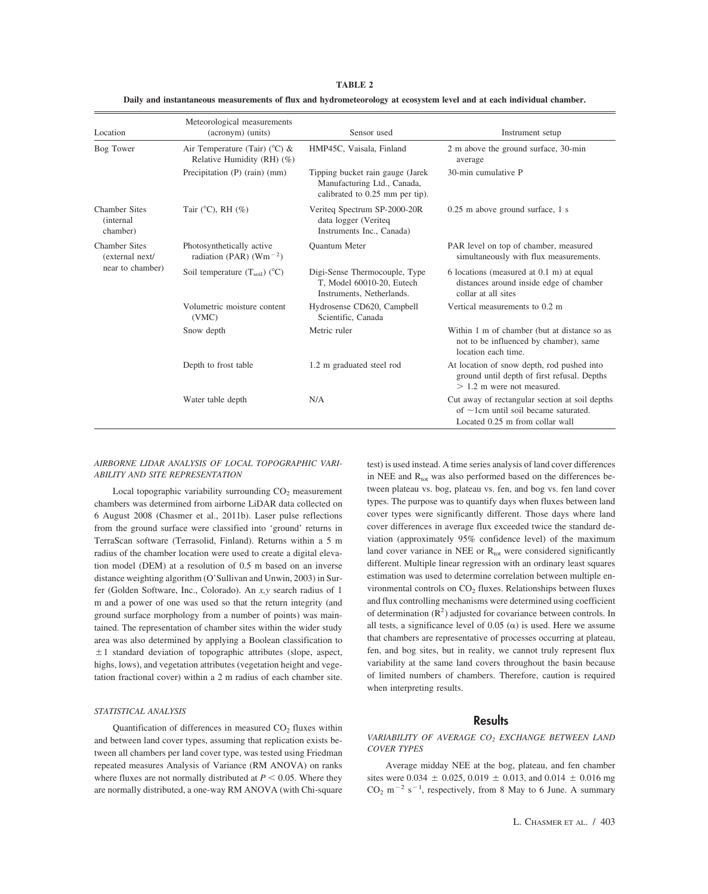**TABLE 2**

**Daily and instantaneous measurements of flux and hydrometeorology at ecosystem level and at each individual chamber.**

| Location | Meteorological measurements (acronym) (units) | Sensor used | Instrument setup |
|---|---|---|---|
| Bog Tower | Air Temperature (Tair) (°C) & Relative Humidity (RH) (%) | HMP45C, Vaisala, Finland | 2 m above the ground surface, 30-min average |
| | Precipitation (P) (rain) (mm) | Tipping bucket rain gauge (Jarek Manufacturing Ltd., Canada, calibrated to 0.25 mm per tip). | 30-min cumulative P |
| Chamber Sites (internal chamber) | Tair (°C), RH (%) | Veriteq Spectrum SP-2000-20R data logger (Veriteq Instruments Inc., Canada) | 0.25 m above ground surface, 1 s |
| Chamber Sites (external next/ near to chamber) | Photosynthetically active radiation (PAR) ($Wm^{-2}$) | Quantum Meter | PAR level on top of chamber, measured simultaneously with flux measurements. |
| | Soil temperature ($T_{soil}$) (°C) | Digi-Sense Thermocouple, Type T, Model 60010-20, Eutech Instruments, Netherlands. | 6 locations (measured at 0.1 m) at equal distances around inside edge of chamber collar at all sites |
| | Volumetric moisture content (VMC) | Hydrosense CD620, Campbell Scientific, Canada | Vertical measurements to 0.2 m |
| | Snow depth | Metric ruler | Within 1 m of chamber (but at distance so as not to be influenced by chamber), same location each time. |
| | Depth to frost table | 1.2 m graduated steel rod | At location of snow depth, rod pushed into ground until depth of first refusal. Depths > 1.2 m were not measured. |
| | Water table depth | N/A | Cut away of rectangular section at soil depths of ~1cm until soil became saturated. Located 0.25 m from collar wall |

### *AIRBORNE LIDAR ANALYSIS OF LOCAL TOPOGRAPHIC VARIABILITY AND SITE REPRESENTATION*

Local topographic variability surrounding $CO_2$ measurement chambers was determined from airborne LiDAR data collected on 6 August 2008 (Chasmer et al., 2011b). Laser pulse reflections from the ground surface were classified into 'ground' returns in TerraScan software (Terrasolid, Finland). Returns within a 5 m radius of the chamber location were used to create a digital elevation model (DEM) at a resolution of 0.5 m based on an inverse distance weighting algorithm (O'Sullivan and Unwin, 2003) in Surfer (Golden Software, Inc., Colorado). An *x,y* search radius of 1 m and a power of one was used so that the return integrity (and ground surface morphology from a number of points) was maintained. The representation of chamber sites within the wider study area was also determined by applying a Boolean classification to ±1 standard deviation of topographic attributes (slope, aspect, highs, lows), and vegetation attributes (vegetation height and vegetation fractional cover) within a 2 m radius of each chamber site.

### *STATISTICAL ANALYSIS*

Quantification of differences in measured $CO_2$ fluxes within and between land cover types, assuming that replication exists between all chambers per land cover type, was tested using Friedman repeated measures Analysis of Variance (RM ANOVA) on ranks where fluxes are not normally distributed at $P < 0.05$. Where they are normally distributed, a one-way RM ANOVA (with Chi-square test) is used instead. A time series analysis of land cover differences in NEE and $R_{tot}$ was also performed based on the differences between plateau vs. bog, plateau vs. fen, and bog vs. fen land cover types. The purpose was to quantify days when fluxes between land cover types were significantly different. Those days where land cover differences in average flux exceeded twice the standard deviation (approximately 95% confidence level) of the maximum land cover variance in NEE or $R_{tot}$ were considered significantly different. Multiple linear regression with an ordinary least squares estimation was used to determine correlation between multiple environmental controls on $CO_2$ fluxes. Relationships between fluxes and flux controlling mechanisms were determined using coefficient of determination ($R^2$) adjusted for covariance between controls. In all tests, a significance level of 0.05 ($\alpha$) is used. Here we assume that chambers are representative of processes occurring at plateau, fen, and bog sites, but in reality, we cannot truly represent flux variability at the same land covers throughout the basin because of limited numbers of chambers. Therefore, caution is required when interpreting results.

## Results

### *VARIABILITY OF AVERAGE $CO_2$ EXCHANGE BETWEEN LAND COVER TYPES*

Average midday NEE at the bog, plateau, and fen chamber sites were 0.034 ± 0.025, 0.019 ± 0.013, and 0.014 ± 0.016 mg $CO_2$ $m^{-2}$ $s^{-1}$, respectively, from 8 May to 6 June. A summary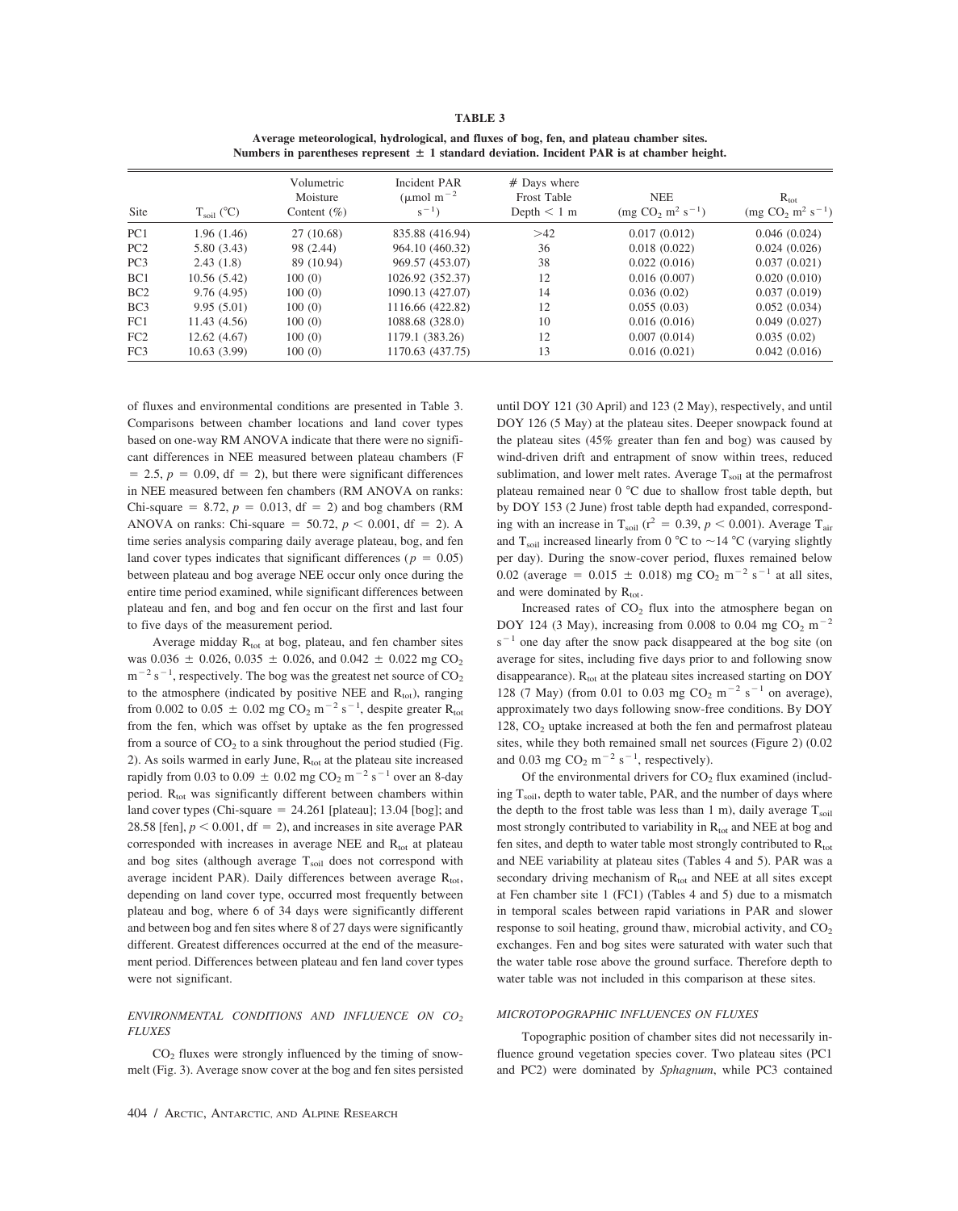**TABLE 3**

**Average meteorological, hydrological, and fluxes of bog, fen, and plateau chamber sites. Numbers in parentheses represent ± 1 standard deviation. Incident PAR is at chamber height.**

| Site | $T_{soil}$ (°C) | Volumetric Moisture Content (%) | Incident PAR ($\mu$mol $m^{-2}$ $s^{-1}$) | # Days where Frost Table Depth < 1 m | NEE (mg $CO_2$ $m^2$ $s^{-1}$) | $R_{tot}$ (mg $CO_2$ $m^2$ $s^{-1}$) |
|---|---|---|---|---|---|---|
| PC1 | 1.96 (1.46) | 27 (10.68) | 835.88 (416.94) | >42 | 0.017 (0.012) | 0.046 (0.024) |
| PC2 | 5.80 (3.43) | 98 (2.44) | 964.10 (460.32) | 36 | 0.018 (0.022) | 0.024 (0.026) |
| PC3 | 2.43 (1.8) | 89 (10.94) | 969.57 (453.07) | 38 | 0.022 (0.016) | 0.037 (0.021) |
| BC1 | 10.56 (5.42) | 100 (0) | 1026.92 (352.37) | 12 | 0.016 (0.007) | 0.020 (0.010) |
| BC2 | 9.76 (4.95) | 100 (0) | 1090.13 (427.07) | 14 | 0.036 (0.02) | 0.037 (0.019) |
| BC3 | 9.95 (5.01) | 100 (0) | 1116.66 (422.82) | 12 | 0.055 (0.03) | 0.052 (0.034) |
| FC1 | 11.43 (4.56) | 100 (0) | 1088.68 (328.0) | 10 | 0.016 (0.016) | 0.049 (0.027) |
| FC2 | 12.62 (4.67) | 100 (0) | 1179.1 (383.26) | 12 | 0.007 (0.014) | 0.035 (0.02) |
| FC3 | 10.63 (3.99) | 100 (0) | 1170.63 (437.75) | 13 | 0.016 (0.021) | 0.042 (0.016) |

of fluxes and environmental conditions are presented in Table 3. Comparisons between chamber locations and land cover types based on one-way RM ANOVA indicate that there were no significant differences in NEE measured between plateau chambers ($F = 2.5$, $p = 0.09$, df $= 2$), but there were significant differences in NEE measured between fen chambers (RM ANOVA on ranks: Chi-square $= 8.72$, $p = 0.013$, df $= 2$) and bog chambers (RM ANOVA on ranks: Chi-square $= 50.72$, $p < 0.001$, df $= 2$). A time series analysis comparing daily average plateau, bog, and fen land cover types indicates that significant differences ($p = 0.05$) between plateau and bog average NEE occur only once during the entire time period examined, while significant differences between plateau and fen, and bog and fen occur on the first and last four to five days of the measurement period.

Average midday $R_{tot}$ at bog, plateau, and fen chamber sites was $0.036 \pm 0.026$, $0.035 \pm 0.026$, and $0.042 \pm 0.022$ mg $CO_2$ $m^{-2}$ $s^{-1}$, respectively. The bog was the greatest net source of $CO_2$ to the atmosphere (indicated by positive NEE and $R_{tot}$), ranging from 0.002 to $0.05 \pm 0.02$ mg $CO_2$ $m^{-2}$ $s^{-1}$, despite greater $R_{tot}$ from the fen, which was offset by uptake as the fen progressed from a source of $CO_2$ to a sink throughout the period studied (Fig. 2). As soils warmed in early June, $R_{tot}$ at the plateau site increased rapidly from 0.03 to $0.09 \pm 0.02$ mg $CO_2$ $m^{-2}$ $s^{-1}$ over an 8-day period. $R_{tot}$ was significantly different between chambers within land cover types (Chi-square $= 24.261$ [plateau]; 13.04 [bog]; and 28.58 [fen], $p < 0.001$, df $= 2$), and increases in site average PAR corresponded with increases in average NEE and $R_{tot}$ at plateau and bog sites (although average $T_{soil}$ does not correspond with average incident PAR). Daily differences between average $R_{tot}$, depending on land cover type, occurred most frequently between plateau and bog, where 6 of 34 days were significantly different and between bog and fen sites where 8 of 27 days were significantly different. Greatest differences occurred at the end of the measurement period. Differences between plateau and fen land cover types were not significant.

### *ENVIRONMENTAL CONDITIONS AND INFLUENCE ON $CO_2$ FLUXES*

$CO_2$ fluxes were strongly influenced by the timing of snowmelt (Fig. 3). Average snow cover at the bog and fen sites persisted until DOY 121 (30 April) and 123 (2 May), respectively, and until DOY 126 (5 May) at the plateau sites. Deeper snowpack found at the plateau sites (45% greater than fen and bog) was caused by wind-driven drift and entrapment of snow within trees, reduced sublimation, and lower melt rates. Average $T_{soil}$ at the permafrost plateau remained near 0 °C due to shallow frost table depth, but by DOY 153 (2 June) frost table depth had expanded, corresponding with an increase in $T_{soil}$ ($r^2 = 0.39$, $p < 0.001$). Average $T_{air}$ and $T_{soil}$ increased linearly from 0 °C to ~14 °C (varying slightly per day). During the snow-cover period, fluxes remained below 0.02 (average $= 0.015 \pm 0.018$) mg $CO_2$ $m^{-2}$ $s^{-1}$ at all sites, and were dominated by $R_{tot}$.

Increased rates of $CO_2$ flux into the atmosphere began on DOY 124 (3 May), increasing from 0.008 to 0.04 mg $CO_2$ $m^{-2}$ $s^{-1}$ one day after the snow pack disappeared at the bog site (on average for sites, including five days prior to and following snow disappearance). $R_{tot}$ at the plateau sites increased starting on DOY 128 (7 May) (from 0.01 to 0.03 mg $CO_2$ $m^{-2}$ $s^{-1}$ on average), approximately two days following snow-free conditions. By DOY 128, $CO_2$ uptake increased at both the fen and permafrost plateau sites, while they both remained small net sources (Figure 2) (0.02 and 0.03 mg $CO_2$ $m^{-2}$ $s^{-1}$, respectively).

Of the environmental drivers for $CO_2$ flux examined (including $T_{soil}$, depth to water table, PAR, and the number of days where the depth to the frost table was less than 1 m), daily average $T_{soil}$ most strongly contributed to variability in $R_{tot}$ and NEE at bog and fen sites, and depth to water table most strongly contributed to $R_{tot}$ and NEE variability at plateau sites (Tables 4 and 5). PAR was a secondary driving mechanism of $R_{tot}$ and NEE at all sites except at Fen chamber site 1 (FC1) (Tables 4 and 5) due to a mismatch in temporal scales between rapid variations in PAR and slower response to soil heating, ground thaw, microbial activity, and $CO_2$ exchanges. Fen and bog sites were saturated with water such that the water table rose above the ground surface. Therefore depth to water table was not included in this comparison at these sites.

### *MICROTOPOGRAPHIC INFLUENCES ON FLUXES*

Topographic position of chamber sites did not necessarily influence ground vegetation species cover. Two plateau sites (PC1 and PC2) were dominated by *Sphagnum*, while PC3 contained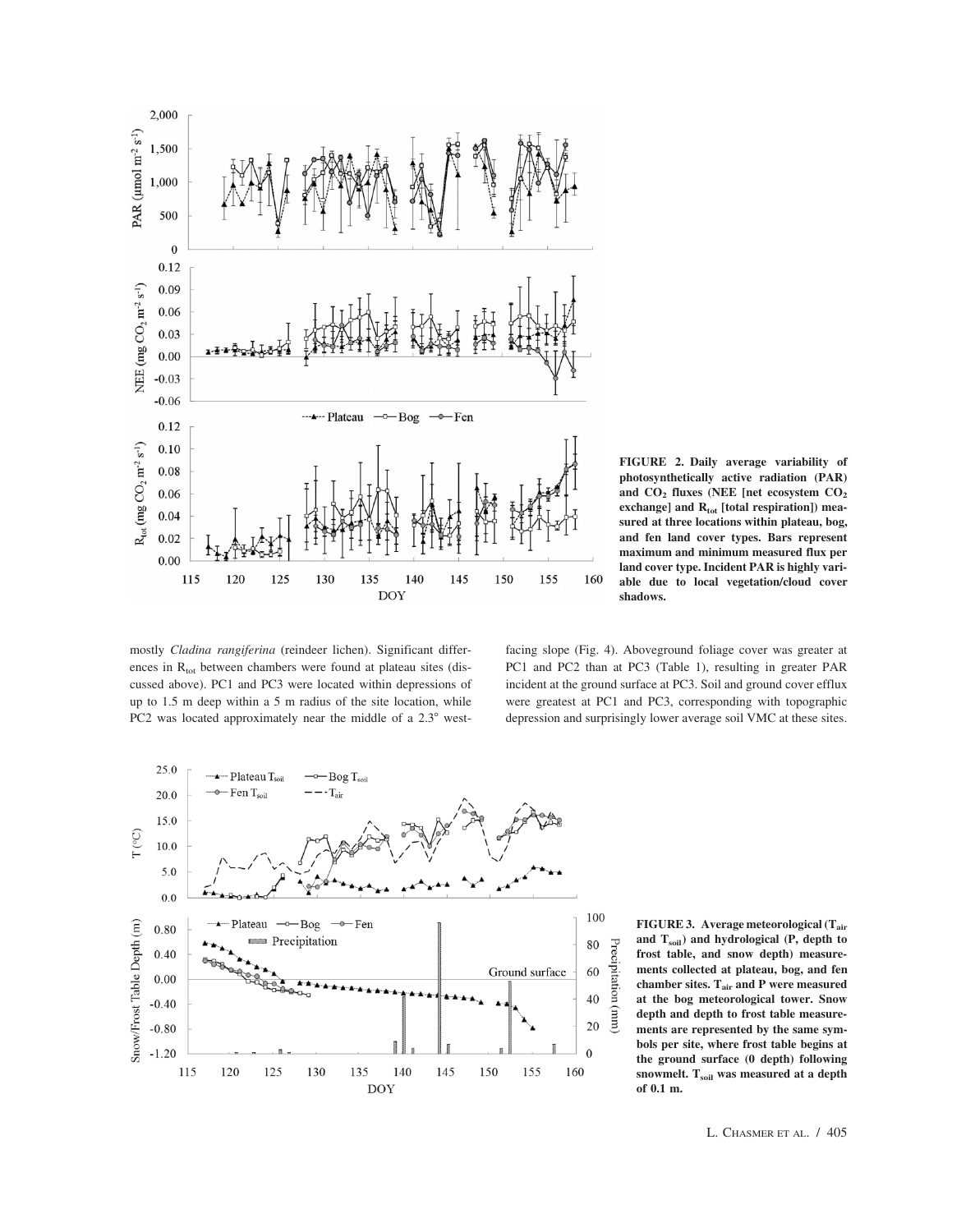FIGURE 2. Daily average variability of photosynthetically active radiation (PAR) and $CO_2$ fluxes (NEE [net ecosystem $CO_2$ exchange] and $R_{tot}$ [total respiration]) measured at three locations within plateau, bog, and fen land cover types. Bars represent maximum and minimum measured flux per land cover type. Incident PAR is highly variable due to local vegetation/cloud cover shadows.

mostly *Cladina rangiferina* (reindeer lichen). Significant differences in $R_{tot}$ between chambers were found at plateau sites (discussed above). PC1 and PC3 were located within depressions of up to 1.5 m deep within a 5 m radius of the site location, while PC2 was located approximately near the middle of a 2.3° west-facing slope (Fig. 4). Aboveground foliage cover was greater at PC1 and PC2 than at PC3 (Table 1), resulting in greater PAR incident at the ground surface at PC3. Soil and ground cover efflux were greatest at PC1 and PC3, corresponding with topographic depression and surprisingly lower average soil VMC at these sites.

FIGURE 3. Average meteorological ($T_{air}$ and $T_{soil}$) and hydrological (P, depth to frost table, and snow depth) measurements collected at plateau, bog, and fen chamber sites. $T_{air}$ and P were measured at the bog meteorological tower. Snow depth and depth to frost table measurements are represented by the same symbols per site, where frost table begins at the ground surface (0 depth) following snowmelt. $T_{soil}$ was measured at a depth of 0.1 m.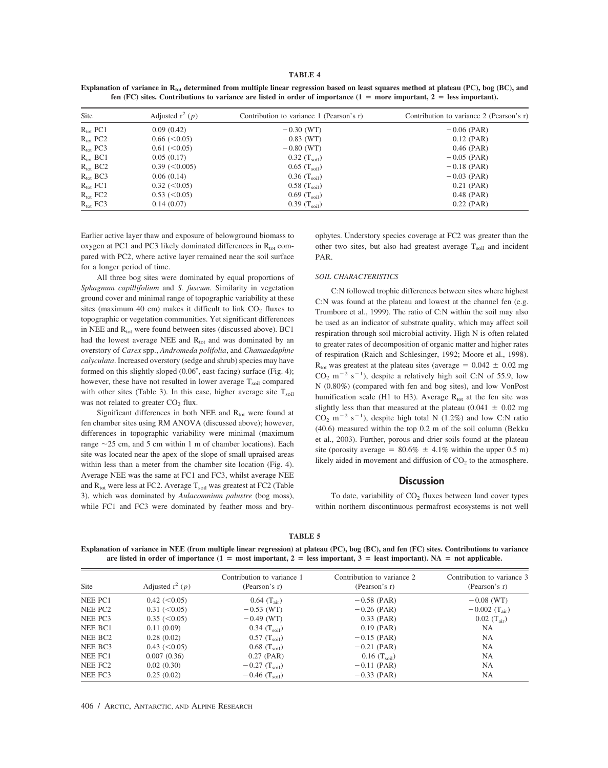**TABLE 4**

**Explanation of variance in $R_{tot}$ determined from multiple linear regression based on least squares method at plateau (PC), bog (BC), and fen (FC) sites. Contributions to variance are listed in order of importance (1 = more important, 2 = less important).**

| Site | Adjusted $r^2$ ($p$) | Contribution to variance 1 (Pearson's r) | Contribution to variance 2 (Pearson's r) |
|---|---|---|---|
| $R_{tot}$ PC1 | 0.09 (0.42) | −0.30 (WT) | −0.06 (PAR) |
| $R_{tot}$ PC2 | 0.66 (<0.05) | −0.83 (WT) | 0.12 (PAR) |
| $R_{tot}$ PC3 | 0.61 (<0.05) | −0.80 (WT) | 0.46 (PAR) |
| $R_{tot}$ BC1 | 0.05 (0.17) | 0.32 ($T_{soil}$) | −0.05 (PAR) |
| $R_{tot}$ BC2 | 0.39 (<0.005) | 0.65 ($T_{soil}$) | −0.18 (PAR) |
| $R_{tot}$ BC3 | 0.06 (0.14) | 0.36 ($T_{soil}$) | −0.03 (PAR) |
| $R_{tot}$ FC1 | 0.32 (<0.05) | 0.58 ($T_{soil}$) | 0.21 (PAR) |
| $R_{tot}$ FC2 | 0.53 (<0.05) | 0.69 ($T_{soil}$) | 0.48 (PAR) |
| $R_{tot}$ FC3 | 0.14 (0.07) | 0.39 ($T_{soil}$) | 0.22 (PAR) |

Earlier active layer thaw and exposure of belowground biomass to oxygen at PC1 and PC3 likely dominated differences in $R_{tot}$ compared with PC2, where active layer remained near the soil surface for a longer period of time.

All three bog sites were dominated by equal proportions of *Sphagnum capillifolium* and *S. fuscum.* Similarity in vegetation ground cover and minimal range of topographic variability at these sites (maximum 40 cm) makes it difficult to link $CO_2$ fluxes to topographic or vegetation communities. Yet significant differences in NEE and $R_{tot}$ were found between sites (discussed above). BC1 had the lowest average NEE and $R_{tot}$ and was dominated by an overstory of *Carex* spp., *Andromeda polifolia*, and *Chamaedaphne calyculata*. Increased overstory (sedge and shrub) species may have formed on this slightly sloped (0.06°, east-facing) surface (Fig. 4); however, these have not resulted in lower average $T_{soil}$ compared with other sites (Table 3). In this case, higher average site $T_{soil}$ was not related to greater $CO_2$ flux.

Significant differences in both NEE and $R_{tot}$ were found at fen chamber sites using RM ANOVA (discussed above); however, differences in topographic variability were minimal (maximum range ~25 cm, and 5 cm within 1 m of chamber locations). Each site was located near the apex of the slope of small upraised areas within less than a meter from the chamber site location (Fig. 4). Average NEE was the same at FC1 and FC3, whilst average NEE and $R_{tot}$ were less at FC2. Average $T_{soil}$ was greatest at FC2 (Table 3), which was dominated by *Aulacomnium palustre* (bog moss), while FC1 and FC3 were dominated by feather moss and bryophytes. Understory species coverage at FC2 was greater than the other two sites, but also had greatest average $T_{soil}$ and incident PAR.

### SOIL CHARACTERISTICS

C:N followed trophic differences between sites where highest C:N was found at the plateau and lowest at the channel fen (e.g. Trumbore et al., 1999). The ratio of C:N within the soil may also be used as an indicator of substrate quality, which may affect soil respiration through soil microbial activity. High N is often related to greater rates of decomposition of organic matter and higher rates of respiration (Raich and Schlesinger, 1992; Moore et al., 1998). $R_{tot}$ was greatest at the plateau sites (average = 0.042 ± 0.02 mg $CO_2$ $m^{-2}$ $s^{-1}$), despite a relatively high soil C:N of 55.9, low N (0.80%) (compared with fen and bog sites), and low VonPost humification scale (H1 to H3). Average $R_{tot}$ at the fen site was slightly less than that measured at the plateau (0.041 ± 0.02 mg $CO_2$ $m^{-2}$ $s^{-1}$), despite high total N (1.2%) and low C:N ratio (40.6) measured within the top 0.2 m of the soil column (Bekku et al., 2003). Further, porous and drier soils found at the plateau site (porosity average = 80.6% ± 4.1% within the upper 0.5 m) likely aided in movement and diffusion of $CO_2$ to the atmosphere.

## Discussion

To date, variability of $CO_2$ fluxes between land cover types within northern discontinuous permafrost ecosystems is not well

**TABLE 5**

**Explanation of variance in NEE (from multiple linear regression) at plateau (PC), bog (BC), and fen (FC) sites. Contributions to variance are listed in order of importance (1 = most important, 2 = less important, 3 = least important). NA = not applicable.**

| Site | Adjusted $r^2$ ($p$) | Contribution to variance 1 (Pearson's r) | Contribution to variance 2 (Pearson's r) | Contribution to variance 3 (Pearson's r) |
|---|---|---|---|---|
| NEE PC1 | 0.42 (<0.05) | 0.64 ($T_{air}$) | −0.58 (PAR) | −0.08 (WT) |
| NEE PC2 | 0.31 (<0.05) | −0.53 (WT) | −0.26 (PAR) | −0.002 ($T_{air}$) |
| NEE PC3 | 0.35 (<0.05) | −0.49 (WT) | 0.33 (PAR) | 0.02 ($T_{air}$) |
| NEE BC1 | 0.11 (0.09) | 0.34 ($T_{soil}$) | 0.19 (PAR) | NA |
| NEE BC2 | 0.28 (0.02) | 0.57 ($T_{soil}$) | −0.15 (PAR) | NA |
| NEE BC3 | 0.43 (<0.05) | 0.68 ($T_{soil}$) | −0.21 (PAR) | NA |
| NEE FC1 | 0.007 (0.36) | 0.27 (PAR) | 0.16 ($T_{soil}$) | NA |
| NEE FC2 | 0.02 (0.30) | −0.27 ($T_{soil}$) | −0.11 (PAR) | NA |
| NEE FC3 | 0.25 (0.02) | −0.46 ($T_{soil}$) | −0.33 (PAR) | NA |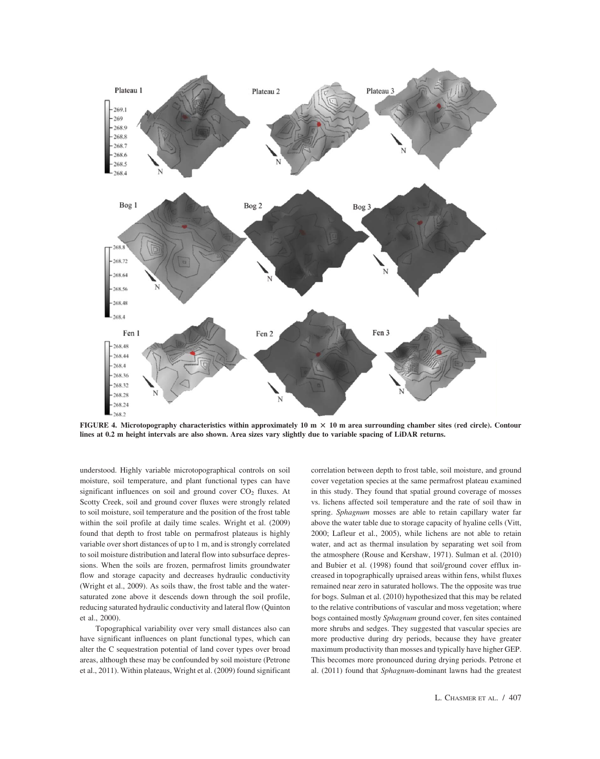FIGURE 4. Microtopography characteristics within approximately 10 m × 10 m area surrounding chamber sites (red circle). Contour lines at 0.2 m height intervals are also shown. Area sizes vary slightly due to variable spacing of LiDAR returns.

understood. Highly variable microtopographical controls on soil moisture, soil temperature, and plant functional types can have significant influences on soil and ground cover $CO_2$ fluxes. At Scotty Creek, soil and ground cover fluxes were strongly related to soil moisture, soil temperature and the position of the frost table within the soil profile at daily time scales. Wright et al. (2009) found that depth to frost table on permafrost plateaus is highly variable over short distances of up to 1 m, and is strongly correlated to soil moisture distribution and lateral flow into subsurface depressions. When the soils are frozen, permafrost limits groundwater flow and storage capacity and decreases hydraulic conductivity (Wright et al., 2009). As soils thaw, the frost table and the water-saturated zone above it descends down through the soil profile, reducing saturated hydraulic conductivity and lateral flow (Quinton et al., 2000).

Topographical variability over very small distances also can have significant influences on plant functional types, which can alter the C sequestration potential of land cover types over broad areas, although these may be confounded by soil moisture (Petrone et al., 2011). Within plateaus, Wright et al. (2009) found significant correlation between depth to frost table, soil moisture, and ground cover vegetation species at the same permafrost plateau examined in this study. They found that spatial ground coverage of mosses vs. lichens affected soil temperature and the rate of soil thaw in spring. *Sphagnum* mosses are able to retain capillary water far above the water table due to storage capacity of hyaline cells (Vitt, 2000; Lafleur et al., 2005), while lichens are not able to retain water, and act as thermal insulation by separating wet soil from the atmosphere (Rouse and Kershaw, 1971). Sulman et al. (2010) and Bubier et al. (1998) found that soil/ground cover efflux increased in topographically upraised areas within fens, whilst fluxes remained near zero in saturated hollows. The the opposite was true for bogs. Sulman et al. (2010) hypothesized that this may be related to the relative contributions of vascular and moss vegetation; where bogs contained mostly *Sphagnum* ground cover, fen sites contained more shrubs and sedges. They suggested that vascular species are more productive during dry periods, because they have greater maximum productivity than mosses and typically have higher GEP. This becomes more pronounced during drying periods. Petrone et al. (2011) found that *Sphagnum*-dominant lawns had the greatest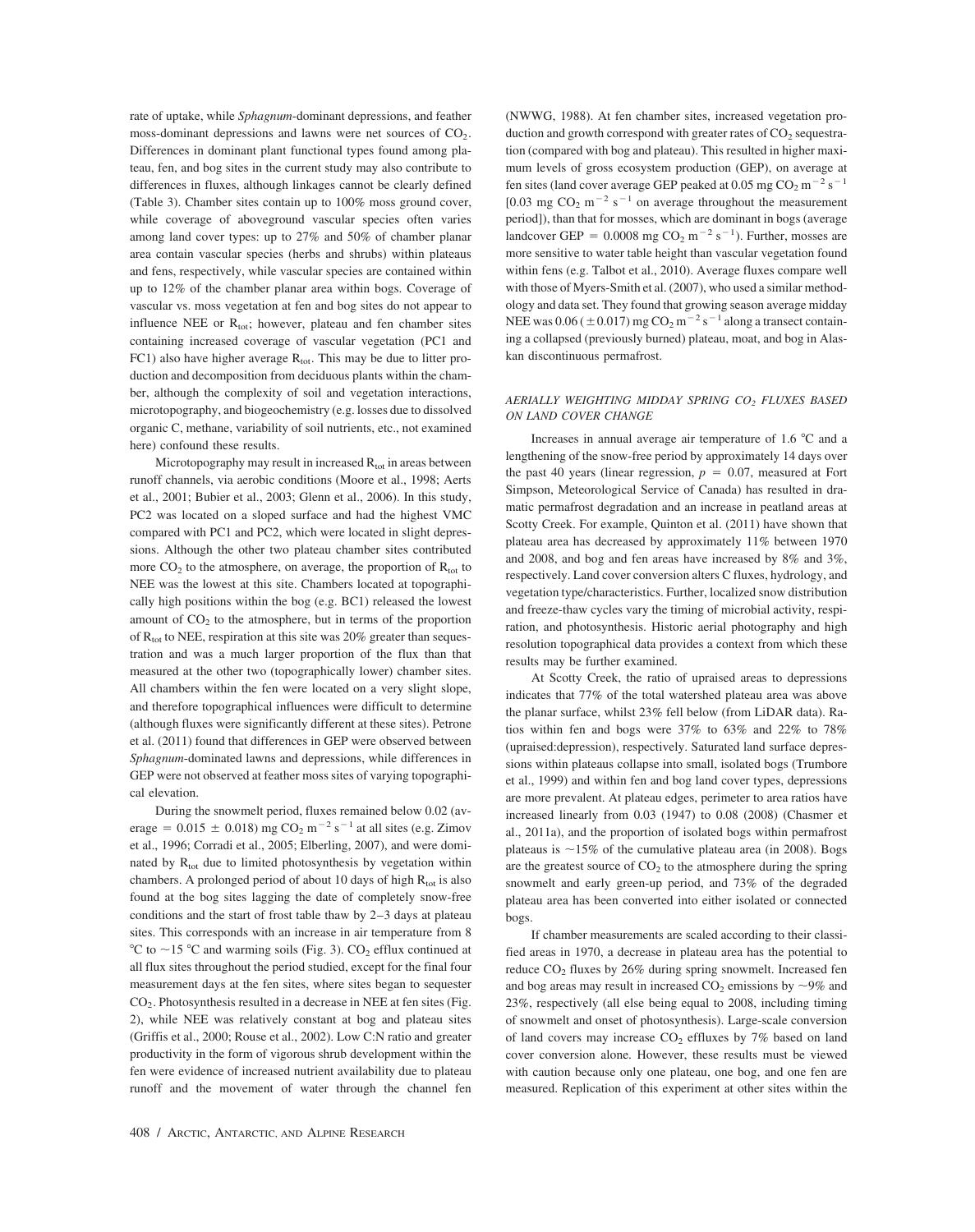rate of uptake, while *Sphagnum*-dominant depressions, and feather moss-dominant depressions and lawns were net sources of $CO_2$. Differences in dominant plant functional types found among plateau, fen, and bog sites in the current study may also contribute to differences in fluxes, although linkages cannot be clearly defined (Table 3). Chamber sites contain up to 100% moss ground cover, while coverage of aboveground vascular species often varies among land cover types: up to 27% and 50% of chamber planar area contain vascular species (herbs and shrubs) within plateaus and fens, respectively, while vascular species are contained within up to 12% of the chamber planar area within bogs. Coverage of vascular vs. moss vegetation at fen and bog sites do not appear to influence NEE or $R_{tot}$; however, plateau and fen chamber sites containing increased coverage of vascular vegetation (PC1 and FC1) also have higher average $R_{tot}$. This may be due to litter production and decomposition from deciduous plants within the chamber, although the complexity of soil and vegetation interactions, microtopography, and biogeochemistry (e.g. losses due to dissolved organic C, methane, variability of soil nutrients, etc., not examined here) confound these results.

Microtopography may result in increased $R_{tot}$ in areas between runoff channels, via aerobic conditions (Moore et al., 1998; Aerts et al., 2001; Bubier et al., 2003; Glenn et al., 2006). In this study, PC2 was located on a sloped surface and had the highest VMC compared with PC1 and PC2, which were located in slight depressions. Although the other two plateau chamber sites contributed more $CO_2$ to the atmosphere, on average, the proportion of $R_{tot}$ to NEE was the lowest at this site. Chambers located at topographically high positions within the bog (e.g. BC1) released the lowest amount of $CO_2$ to the atmosphere, but in terms of the proportion of $R_{tot}$ to NEE, respiration at this site was 20% greater than sequestration and was a much larger proportion of the flux than that measured at the other two (topographically lower) chamber sites. All chambers within the fen were located on a very slight slope, and therefore topographical influences were difficult to determine (although fluxes were significantly different at these sites). Petrone et al. (2011) found that differences in GEP were observed between *Sphagnum*-dominated lawns and depressions, while differences in GEP were not observed at feather moss sites of varying topographical elevation.

During the snowmelt period, fluxes remained below 0.02 (average = 0.015 ± 0.018) mg $CO_2$ $m^{-2}$ $s^{-1}$ at all sites (e.g. Zimov et al., 1996; Corradi et al., 2005; Elberling, 2007), and were dominated by $R_{tot}$ due to limited photosynthesis by vegetation within chambers. A prolonged period of about 10 days of high $R_{tot}$ is also found at the bog sites lagging the date of completely snow-free conditions and the start of frost table thaw by 2–3 days at plateau sites. This corresponds with an increase in air temperature from 8 °C to ~15 °C and warming soils (Fig. 3). $CO_2$ efflux continued at all flux sites throughout the period studied, except for the final four measurement days at the fen sites, where sites began to sequester $CO_2$. Photosynthesis resulted in a decrease in NEE at fen sites (Fig. 2), while NEE was relatively constant at bog and plateau sites (Griffis et al., 2000; Rouse et al., 2002). Low C:N ratio and greater productivity in the form of vigorous shrub development within the fen were evidence of increased nutrient availability due to plateau runoff and the movement of water through the channel fen (NWWG, 1988). At fen chamber sites, increased vegetation production and growth correspond with greater rates of $CO_2$ sequestration (compared with bog and plateau). This resulted in higher maximum levels of gross ecosystem production (GEP), on average at fen sites (land cover average GEP peaked at 0.05 mg $CO_2$ $m^{-2}$ $s^{-1}$ [0.03 mg $CO_2$ $m^{-2}$ $s^{-1}$ on average throughout the measurement period]), than that for mosses, which are dominant in bogs (average landcover GEP = 0.0008 mg $CO_2$ $m^{-2}$ $s^{-1}$). Further, mosses are more sensitive to water table height than vascular vegetation found within fens (e.g. Talbot et al., 2010). Average fluxes compare well with those of Myers-Smith et al. (2007), who used a similar methodology and data set. They found that growing season average midday NEE was 0.06 (±0.017) mg $CO_2$ $m^{-2}$ $s^{-1}$ along a transect containing a collapsed (previously burned) plateau, moat, and bog in Alaskan discontinuous permafrost.

### AERIALLY WEIGHTING MIDDAY SPRING $CO_2$ FLUXES BASED ON LAND COVER CHANGE

Increases in annual average air temperature of 1.6 °C and a lengthening of the snow-free period by approximately 14 days over the past 40 years (linear regression, $p = 0.07$, measured at Fort Simpson, Meteorological Service of Canada) has resulted in dramatic permafrost degradation and an increase in peatland areas at Scotty Creek. For example, Quinton et al. (2011) have shown that plateau area has decreased by approximately 11% between 1970 and 2008, and bog and fen areas have increased by 8% and 3%, respectively. Land cover conversion alters C fluxes, hydrology, and vegetation type/characteristics. Further, localized snow distribution and freeze-thaw cycles vary the timing of microbial activity, respiration, and photosynthesis. Historic aerial photography and high resolution topographical data provides a context from which these results may be further examined.

At Scotty Creek, the ratio of upraised areas to depressions indicates that 77% of the total watershed plateau area was above the planar surface, whilst 23% fell below (from LiDAR data). Ratios within fen and bogs were 37% to 63% and 22% to 78% (upraised:depression), respectively. Saturated land surface depressions within plateaus collapse into small, isolated bogs (Trumbore et al., 1999) and within fen and bog land cover types, depressions are more prevalent. At plateau edges, perimeter to area ratios have increased linearly from 0.03 (1947) to 0.08 (2008) (Chasmer et al., 2011a), and the proportion of isolated bogs within permafrost plateaus is ~15% of the cumulative plateau area (in 2008). Bogs are the greatest source of $CO_2$ to the atmosphere during the spring snowmelt and early green-up period, and 73% of the degraded plateau area has been converted into either isolated or connected bogs.

If chamber measurements are scaled according to their classified areas in 1970, a decrease in plateau area has the potential to reduce $CO_2$ fluxes by 26% during spring snowmelt. Increased fen and bog areas may result in increased $CO_2$ emissions by ~9% and 23%, respectively (all else being equal to 2008, including timing of snowmelt and onset of photosynthesis). Large-scale conversion of land covers may increase $CO_2$ effluxes by 7% based on land cover conversion alone. However, these results must be viewed with caution because only one plateau, one bog, and one fen are measured. Replication of this experiment at other sites within the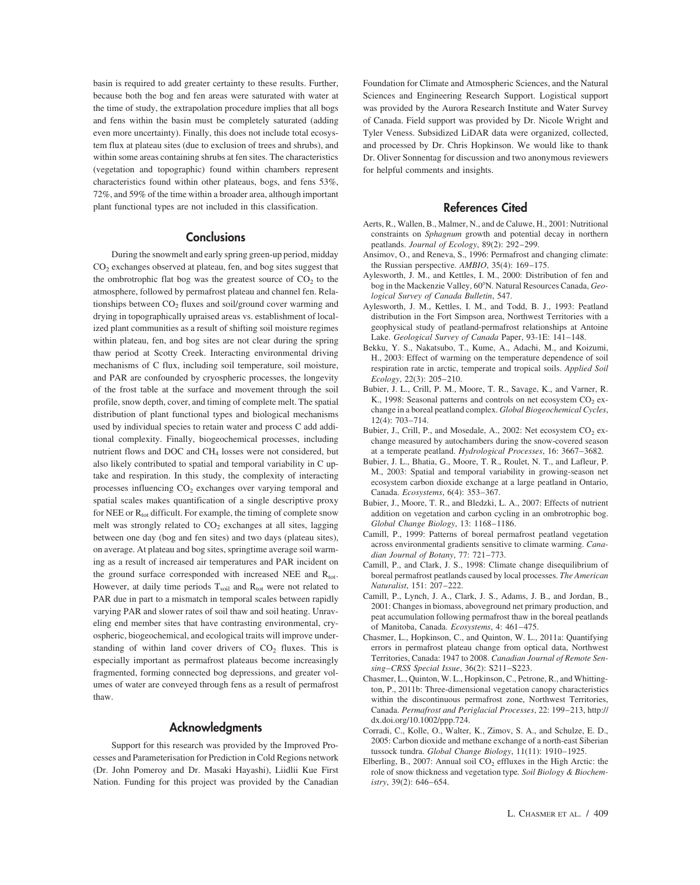basin is required to add greater certainty to these results. Further, because both the bog and fen areas were saturated with water at the time of study, the extrapolation procedure implies that all bogs and fens within the basin must be completely saturated (adding even more uncertainty). Finally, this does not include total ecosystem flux at plateau sites (due to exclusion of trees and shrubs), and within some areas containing shrubs at fen sites. The characteristics (vegetation and topographic) found within chambers represent characteristics found within other plateaus, bogs, and fens 53%, 72%, and 59% of the time within a broader area, although important plant functional types are not included in this classification.

## Conclusions

During the snowmelt and early spring green-up period, midday $CO_2$ exchanges observed at plateau, fen, and bog sites suggest that the ombrotrophic flat bog was the greatest source of $CO_2$ to the atmosphere, followed by permafrost plateau and channel fen. Relationships between $CO_2$ fluxes and soil/ground cover warming and drying in topographically upraised areas vs. establishment of localized plant communities as a result of shifting soil moisture regimes within plateau, fen, and bog sites are not clear during the spring thaw period at Scotty Creek. Interacting environmental driving mechanisms of C flux, including soil temperature, soil moisture, and PAR are confounded by cryospheric processes, the longevity of the frost table at the surface and movement through the soil profile, snow depth, cover, and timing of complete melt. The spatial distribution of plant functional types and biological mechanisms used by individual species to retain water and process C add additional complexity. Finally, biogeochemical processes, including nutrient flows and DOC and $CH_4$ losses were not considered, but also likely contributed to spatial and temporal variability in C uptake and respiration. In this study, the complexity of interacting processes influencing $CO_2$ exchanges over varying temporal and spatial scales makes quantification of a single descriptive proxy for NEE or $R_{tot}$ difficult. For example, the timing of complete snow melt was strongly related to $CO_2$ exchanges at all sites, lagging between one day (bog and fen sites) and two days (plateau sites), on average. At plateau and bog sites, springtime average soil warming as a result of increased air temperatures and PAR incident on the ground surface corresponded with increased NEE and $R_{tot}$. However, at daily time periods $T_{soil}$ and $R_{tot}$ were not related to PAR due in part to a mismatch in temporal scales between rapidly varying PAR and slower rates of soil thaw and soil heating. Unraveling end member sites that have contrasting environmental, cryospheric, biogeochemical, and ecological traits will improve understanding of within land cover drivers of $CO_2$ fluxes. This is especially important as permafrost plateaus become increasingly fragmented, forming connected bog depressions, and greater volumes of water are conveyed through fens as a result of permafrost thaw.

## Acknowledgments

Support for this research was provided by the Improved Processes and Parameterisation for Prediction in Cold Regions network (Dr. John Pomeroy and Dr. Masaki Hayashi), Liidlii Kue First Nation. Funding for this project was provided by the Canadian Foundation for Climate and Atmospheric Sciences, and the Natural Sciences and Engineering Research Support. Logistical support was provided by the Aurora Research Institute and Water Survey of Canada. Field support was provided by Dr. Nicole Wright and Tyler Veness. Subsidized LiDAR data were organized, collected, and processed by Dr. Chris Hopkinson. We would like to thank Dr. Oliver Sonnentag for discussion and two anonymous reviewers for helpful comments and insights.

## References Cited

Aerts, R., Wallen, B., Malmer, N., and de Caluwe, H., 2001: Nutritional constraints on *Sphagnum* growth and potential decay in northern peatlands. *Journal of Ecology*, 89(2): 292–299.

Ansimov, O., and Reneva, S., 1996: Permafrost and changing climate: the Russian perspective. *AMBIO*, 35(4): 169–175.

Aylesworth, J. M., and Kettles, I. M., 2000: Distribution of fen and bog in the Mackenzie Valley, 60°N. Natural Resources Canada, *Geological Survey of Canada Bulletin*, 547.

Aylesworth, J. M., Kettles, I. M., and Todd, B. J., 1993: Peatland distribution in the Fort Simpson area, Northwest Territories with a geophysical study of peatland-permafrost relationships at Antoine Lake. *Geological Survey of Canada* Paper, 93-1E: 141–148.

Bekku, Y. S., Nakatsubo, T., Kume, A., Adachi, M., and Koizumi, H., 2003: Effect of warming on the temperature dependence of soil respiration rate in arctic, temperate and tropical soils. *Applied Soil Ecology*, 22(3): 205–210.

Bubier, J. L., Crill, P. M., Moore, T. R., Savage, K., and Varner, R. K., 1998: Seasonal patterns and controls on net ecosystem $CO_2$ exchange in a boreal peatland complex. *Global Biogeochemical Cycles*, 12(4): 703–714.

Bubier, J., Crill, P., and Mosedale, A., 2002: Net ecosystem $CO_2$ exchange measured by autochambers during the snow-covered season at a temperate peatland. *Hydrological Processes*, 16: 3667–3682.

Bubier, J. L., Bhatia, G., Moore, T. R., Roulet, N. T., and Lafleur, P. M., 2003: Spatial and temporal variability in growing-season net ecosystem carbon dioxide exchange at a large peatland in Ontario, Canada. *Ecosystems*, 6(4): 353–367.

Bubier, J., Moore, T. R., and Bledzki, L. A., 2007: Effects of nutrient addition on vegetation and carbon cycling in an ombrotrophic bog. *Global Change Biology*, 13: 1168–1186.

Camill, P., 1999: Patterns of boreal permafrost peatland vegetation across environmental gradients sensitive to climate warming. *Canadian Journal of Botany*, 77: 721–773.

Camill, P., and Clark, J. S., 1998: Climate change disequilibrium of boreal permafrost peatlands caused by local processes. *The American Naturalist*, 151: 207–222.

Camill, P., Lynch, J. A., Clark, J. S., Adams, J. B., and Jordan, B., 2001: Changes in biomass, aboveground net primary production, and peat accumulation following permafrost thaw in the boreal peatlands of Manitoba, Canada. *Ecosystems*, 4: 461–475.

Chasmer, L., Hopkinson, C., and Quinton, W. L., 2011a: Quantifying errors in permafrost plateau change from optical data, Northwest Territories, Canada: 1947 to 2008. *Canadian Journal of Remote Sensing–CRSS Special Issue*, 36(2): S211–S223.

Chasmer, L., Quinton, W. L., Hopkinson, C., Petrone, R., and Whittington, P., 2011b: Three-dimensional vegetation canopy characteristics within the discontinuous permafrost zone, Northwest Territories, Canada. *Permafrost and Periglacial Processes*, 22: 199–213, http://dx.doi.org/10.1002/ppp.724.

Corradi, C., Kolle, O., Walter, K., Zimov, S. A., and Schulze, E. D., 2005: Carbon dioxide and methane exchange of a north-east Siberian tussock tundra. *Global Change Biology*, 11(11): 1910–1925.

Elberling, B., 2007: Annual soil $CO_2$ effluxes in the High Arctic: the role of snow thickness and vegetation type. *Soil Biology & Biochemistry*, 39(2): 646–654.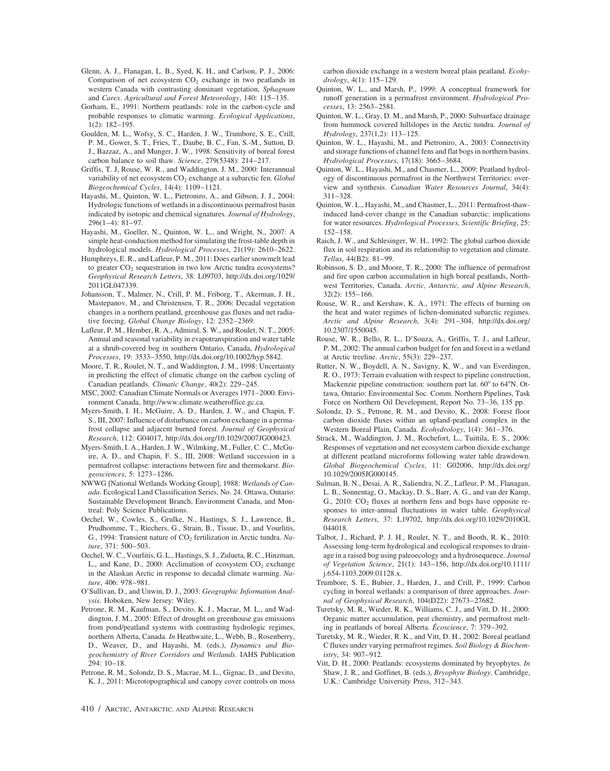Glenn, A. J., Flanagan, L. B., Syed, K. H., and Carlson, P. J., 2006: Comparison of net ecosystem $CO_2$ exchange in two peatlands in western Canada with contrasting dominant vegetation, *Sphagnum* and *Carex*. *Agricultural and Forest Meteorology*, 140: 115–135.

Gorham, E., 1991: Northern peatlands: role in the carbon-cycle and probable responses to climatic warming. *Ecological Applications*, 1(2): 182–195.

Goulden, M. L., Wofsy, S. C., Harden, J. W., Trumbore, S. E., Crill, P. M., Gower, S. T., Fries, T., Daube, B. C., Fan, S.-M., Sutton, D. J., Bazzaz, A., and Munger, J. W., 1998: Sensitivity of boreal forest carbon balance to soil thaw. *Science*, 279(5348): 214–217.

Griffis, T. J, Rouse, W. R., and Waddington, J. M., 2000: Interannual variability of net ecosystem $CO_2$ exchange at a subarctic fen. *Global Biogeochemical Cycles*, 14(4): 1109–1121.

Hayashi, M., Quinton, W. L., Pietroniro, A., and Gibson, J. J., 2004: Hydrologic functions of wetlands in a discontinuous permafrost basin indicated by isotopic and chemical signatures. *Journal of Hydrology*, 296(1–4): 81–97.

Hayashi, M., Goeller, N., Quinton, W. L., and Wright, N., 2007: A simple heat-conduction method for simulating the frost-table depth in hydrological models. *Hydrological Processes*, 21(19): 2610–2622.

Humphreys, E. R., and Lafleur, P. M., 2011: Does earlier snowmelt lead to greater $CO_2$ sequestration in two low Arctic tundra ecosystems? *Geophysical Research Letters*, 38: L09703, http://dx.doi.org/10.1029/2011GL047339.

Johansson, T., Malmer, N., Crill, P. M., Friborg, T., Akerman, J. H., Mastepanov, M., and Christensen, T. R., 2006: Decadal vegetation changes in a northern peatland, greenhouse gas fluxes and net radiative forcing. *Global Change Biology*, 12: 2352–2369.

Lafleur, P. M., Hember, R. A., Admiral, S. W., and Roulet, N. T., 2005: Annual and seasonal variability in evapotranspiration and water table at a shrub-covered bog in southern Ontario, Canada, *Hydrological Processes*, 19: 3533–3550, http://dx.doi.org/10.1002/hyp.5842.

Moore, T. R., Roulet, N. T., and Waddington, J. M., 1998: Uncertainty in predicting the effect of climatic change on the carbon cycling of Canadian peatlands. *Climatic Change*, 40(2): 229–245.

MSC, 2002: Canadian Climate Normals or Averages 1971–2000. Environment Canada, http://www.climate.weatheroffice.gc.ca.

Myers-Smith, I. H., McGuire, A. D., Harden, J. W., and Chapin, F. S., III, 2007: Influence of disturbance on carbon exchange in a permafrost collapse and adjacent burned forest. *Journal of Geophysical Research*, 112: G04017, http://dx.doi.org/10.1029/2007JG000423.

Myers-Smith, I. A., Harden, J. W., Wilmking, M., Fuller, C. C., McGuire, A. D., and Chapin, F. S., III, 2008: Wetland succession in a permafrost collapse: interactions between fire and thermokarst. *Biogeosciences*, 5: 1273–1286.

NWWG [National Wetlands Working Group], 1988: *Wetlands of Canada*. Ecological Land Classification Series, No. 24. Ottawa, Ontario: Sustainable Development Branch, Environment Canada, and Montreal: Poly Science Publications.

Oechel, W., Cowles, S., Grulke, N., Hastings, S. J., Lawrence, B., Prudhomme, T., Riechers, G., Strain, B., Tissue, D., and Vourlitis, G., 1994: Transient nature of $CO_2$ fertilization in Arctic tundra. *Nature*, 371: 500–503.

Oechel, W. C., Vourlitis, G. L., Hastings, S. J., Zulueta, R. C., Hinzman, L., and Kane, D., 2000: Acclimation of ecosystem $CO_2$ exchange in the Alaskan Arctic in response to decadal climate warming. *Nature*, 406: 978–981.

O'Sullivan, D., and Unwin, D. J., 2003: *Geographic Information Analysis.* Hoboken, New Jersey: Wiley.

Petrone, R. M., Kaufman, S., Devito, K. J., Macrae, M. L., and Waddington, J. M., 2005: Effect of drought on greenhouse gas emissions from pond/peatland systems with contrasting hydrologic regimes, northern Alberta, Canada. *In* Heathwaite, L., Webb, B., Rosenberry, D., Weaver, D., and Hayashi, M. (eds.), *Dynamics and Biogeochemistry of River Corridors and Wetlands*. IAHS Publication 294: 10–18.

Petrone, R. M., Solondz, D. S., Macrae, M. L., Gignac, D., and Devito, K. J., 2011: Microtopographical and canopy cover controls on moss carbon dioxide exchange in a western boreal plain peatland. *Ecohydrology*, 4(1): 115–129.

Quinton, W. L., and Marsh, P., 1999: A conceptual framework for runoff generation in a permafrost environment. *Hydrological Processes*, 13: 2563–2581.

Quinton, W. L., Gray, D. M., and Marsh, P., 2000: Subsurface drainage from hummock covered hillslopes in the Arctic tundra. *Journal of Hydrology*, 237(1,2): 113–125.

Quinton, W. L., Hayashi, M., and Pietroniro, A., 2003: Connectivity and storage functions of channel fens and flat bogs in northern basins. *Hydrological Processes*, 17(18): 3665–3684.

Quinton, W. L., Hayashi, M., and Chasmer, L., 2009: Peatland hydrology of discontinuous permafrost in the Northwest Territories: overview and synthesis. *Canadian Water Resources Journal*, 34(4): 311–328.

Quinton, W. L., Hayashi, M., and Chasmer, L., 2011: Permafrost-thaw-induced land-cover change in the Canadian subarctic: implications for water resources. *Hydrological Processes, Scientific Briefing*, 25: 152–158.

Raich, J. W., and Schlesinger, W. H., 1992: The global carbon dioxide flux in soil respiration and its relationship to vegetation and climate. *Tellus*, 44(B2): 81–99.

Robinson, S. D., and Moore, T. R., 2000: The influence of permafrost and fire upon carbon accumulation in high boreal peatlands, Northwest Territories, Canada. *Arctic, Antarctic, and Alpine Research*, 32(2): 155–166.

Rouse, W. R., and Kershaw, K. A., 1971: The effects of burning on the heat and water regimes of lichen-dominated subarctic regimes. *Arctic and Alpine Research*, 3(4): 291–304, http://dx.doi.org/10.2307/1550045.

Rouse, W. R., Bello, R. L., D'Souza, A., Griffis, T. J., and Lafleur, P. M., 2002: The annual carbon budget for fen and forest in a wetland at Arctic treeline. *Arctic*, 55(3): 229–237.

Rutter, N. W., Boydell, A. N., Savigny, K. W., and van Everdingen, R. O., 1973: Terrain evaluation with respect to pipeline construction, Mackenzie pipeline construction: southern part lat. 60° to 64°N. Ottawa, Ontario: Environmental Soc. Comm. Northern Pipelines, Task Force on Northern Oil Development, Report No. 73–36, 135 pp.

Solondz, D. S., Petrone, R. M., and Devito, K., 2008: Forest floor carbon dioxide fluxes within an upland-peatland complex in the Western Boreal Plain, Canada. *Ecohydrology*, 1(4): 361–376.

Strack, M., Waddington, J. M., Rochefort, L., Tuittila, E. S., 2006: Responses of vegetation and net ecosystem carbon dioxide exchange at different peatland microforms following water table drawdown. *Global Biogeochemical Cycles*, 11: G02006, http://dx.doi.org/10.1029/2005JG000145.

Sulman, B. N., Desai, A. R., Saliendra, N. Z., Lafleur, P. M., Flanagan, L. B., Sonnentag, O., Mackay, D. S., Barr, A. G., and van der Kamp, G., 2010: $CO_2$ fluxes at northern fens and bogs have opposite responses to inter-annual fluctuations in water table. *Geophysical Research Letters*, 37: L19702, http://dx.doi.org/10.1029/2010GL044018.

Talbot, J., Richard, P. J. H., Roulet, N. T., and Booth, R. K., 2010: Assessing long-term hydrological and ecological responses to drainage in a raised bog using paleoecology and a hydrosequence. *Journal of Vegetation Science*, 21(1): 143–156, http://dx.doi.org/10.1111/j.654-1103.2009.01128.x.

Trumbore, S. E., Bubier, J., Harden, J., and Crill, P., 1999: Carbon cycling in boreal wetlands: a comparison of three approaches. *Journal of Geophysical Research*, 104(D22): 27673–27682.

Turetsky, M. R., Wieder, R. K., Williams, C. J., and Vitt, D. H., 2000: Organic matter accumulation, peat chemistry, and permafrost melting in peatlands of boreal Alberta. *Écoscience*, 7: 379–392.

Turetsky, M. R., Wieder, R. K., and Vitt, D. H., 2002: Boreal peatland C fluxes under varying permafrost regimes. *Soil Biology & Biochemistry*, 34: 907–912.

Vitt, D. H., 2000: Peatlands: ecosystems dominated by bryophytes. *In* Shaw, J. R., and Goffinet, B. (eds.), *Bryophyte Biology*. Cambridge, U.K.: Cambridge University Press, 312–343.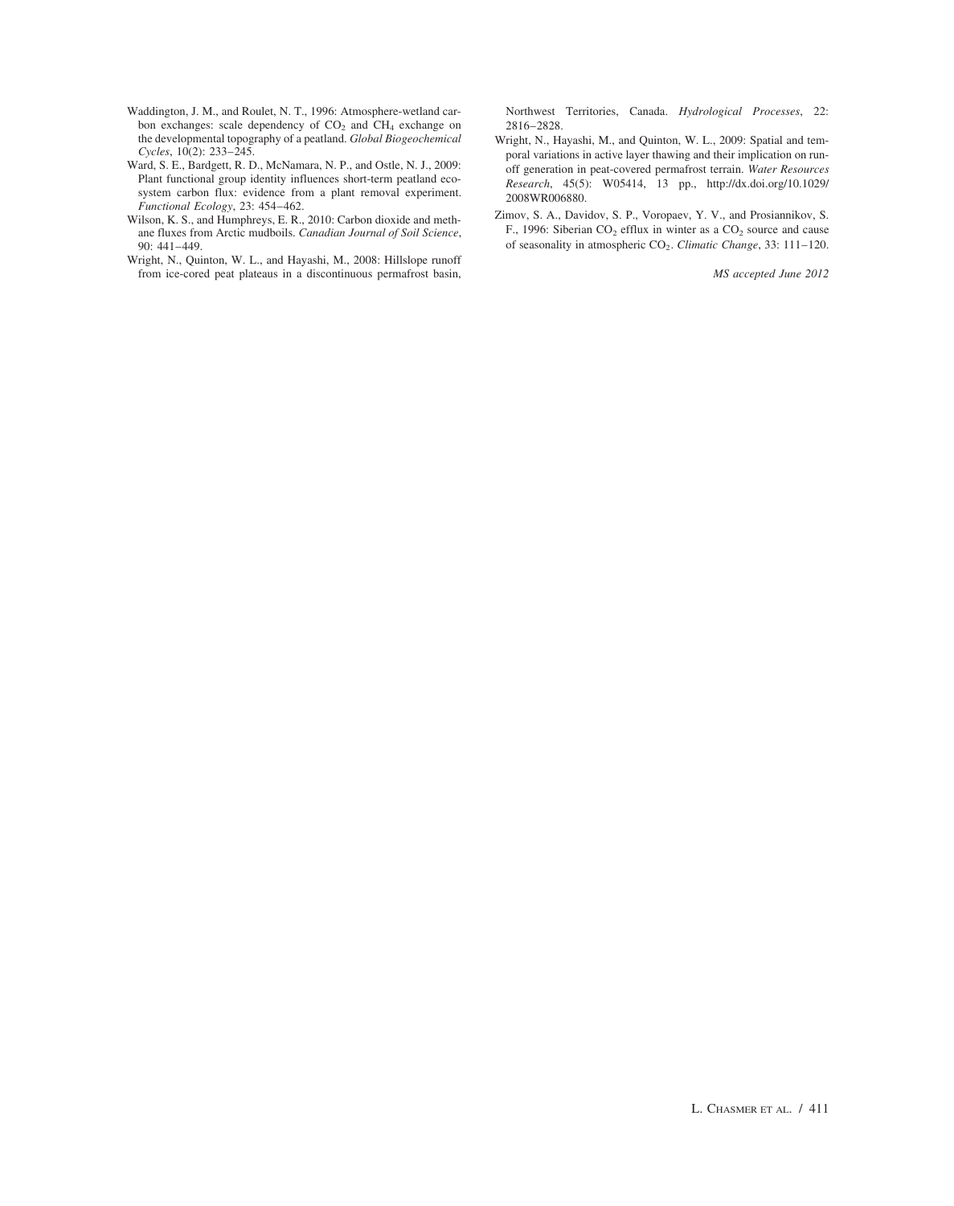Waddington, J. M., and Roulet, N. T., 1996: Atmosphere-wetland carbon exchanges: scale dependency of $CO_2$ and $CH_4$ exchange on the developmental topography of a peatland. *Global Biogeochemical Cycles*, 10(2): 233–245.

Ward, S. E., Bardgett, R. D., McNamara, N. P., and Ostle, N. J., 2009: Plant functional group identity influences short-term peatland ecosystem carbon flux: evidence from a plant removal experiment. *Functional Ecology*, 23: 454–462.

Wilson, K. S., and Humphreys, E. R., 2010: Carbon dioxide and methane fluxes from Arctic mudboils. *Canadian Journal of Soil Science*, 90: 441–449.

Wright, N., Quinton, W. L., and Hayashi, M., 2008: Hillslope runoff from ice-cored peat plateaus in a discontinuous permafrost basin, Northwest Territories, Canada. *Hydrological Processes*, 22: 2816–2828.

Wright, N., Hayashi, M., and Quinton, W. L., 2009: Spatial and temporal variations in active layer thawing and their implication on runoff generation in peat-covered permafrost terrain. *Water Resources Research*, 45(5): W05414, 13 pp., http://dx.doi.org/10.1029/2008WR006880.

Zimov, S. A., Davidov, S. P., Voropaev, Y. V., and Prosiannikov, S. F., 1996: Siberian $CO_2$ efflux in winter as a $CO_2$ source and cause of seasonality in atmospheric $CO_2$. *Climatic Change*, 33: 111–120.

*MS accepted June 2012*